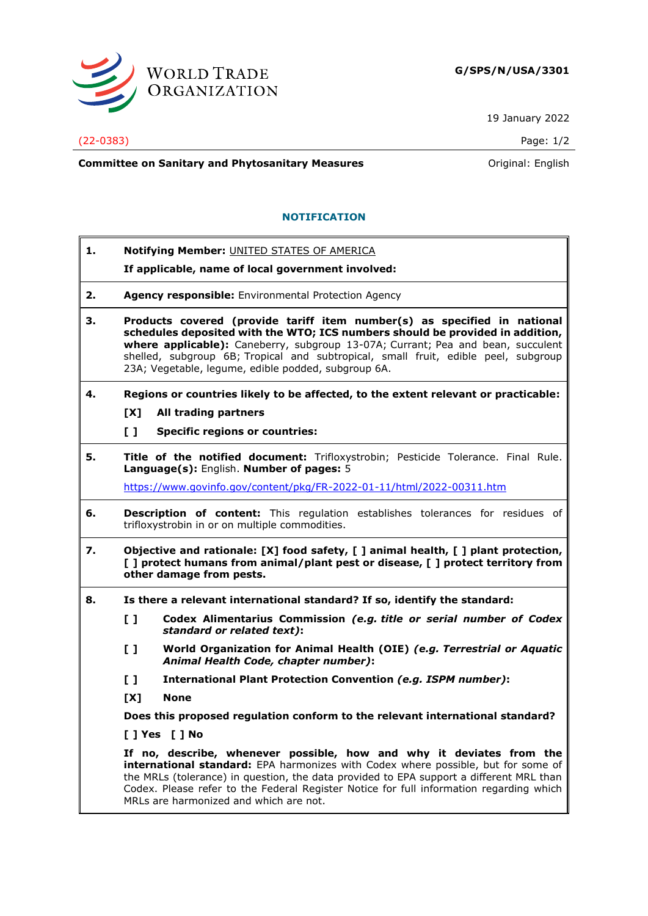**G/SPS/N/USA/3301**

19 January 2022

(22-0383)

**Committee on Sanitary and Phytosanitary Measures** Original: English

## NOTIFICATION

**1. Notifying Member:** UNITED STATES OF AMERICA

**If applicable, name of local government involved:**

**2. Agency responsible:** Environmental Protection Agency

**3. Products covered (provide tariff item number(s) as specified in national schedules deposited with the WTO; ICS numbers should be provided in addition, where applicable):** Caneberry, subgroup 13-07A; Currant; Pea and bean, succulent shelled, subgroup 6B; Tropical and subtropical, small fruit, edible peel, subgroup 23A; Vegetable, legume, edible podded, subgroup 6A.

**4. Regions or countries likely to be affected, to the extent relevant or practicable:**

**[X] All trading partners**

**[ ] Specific regions or countries:**

**5. Title of the notified document:** Trifloxystrobin; Pesticide Tolerance. Final Rule. **Language(s):** English. **Number of pages:** 5

https://www.govinfo.gov/content/pkg/FR-2022-01-11/html/2022-00311.htm

**6. Description of content:** This regulation establishes tolerances for residues of trifloxystrobin in or on multiple commodities.

**7. Objective and rationale: [X] food safety, [ ] animal health, [ ] plant protection, [ ] protect humans from animal/plant pest or disease, [ ] protect territory from other damage from pests.**

**8. Is there a relevant international standard? If so, identify the standard:**

**[ ] Codex Alimentarius Commission** ***(e.g. title or serial number of Codex standard or related text)*****:**

**[ ] World Organization for Animal Health (OIE)** ***(e.g. Terrestrial or Aquatic Animal Health Code, chapter number)*****:**

**[ ] International Plant Protection Convention** ***(e.g. ISPM number)*****:**

**[X] None**

**Does this proposed regulation conform to the relevant international standard?**

**[ ] Yes [ ] No**

**If no, describe, whenever possible, how and why it deviates from the international standard:** EPA harmonizes with Codex where possible, but for some of the MRLs (tolerance) in question, the data provided to EPA support a different MRL than Codex. Please refer to the Federal Register Notice for full information regarding which MRLs are harmonized and which are not.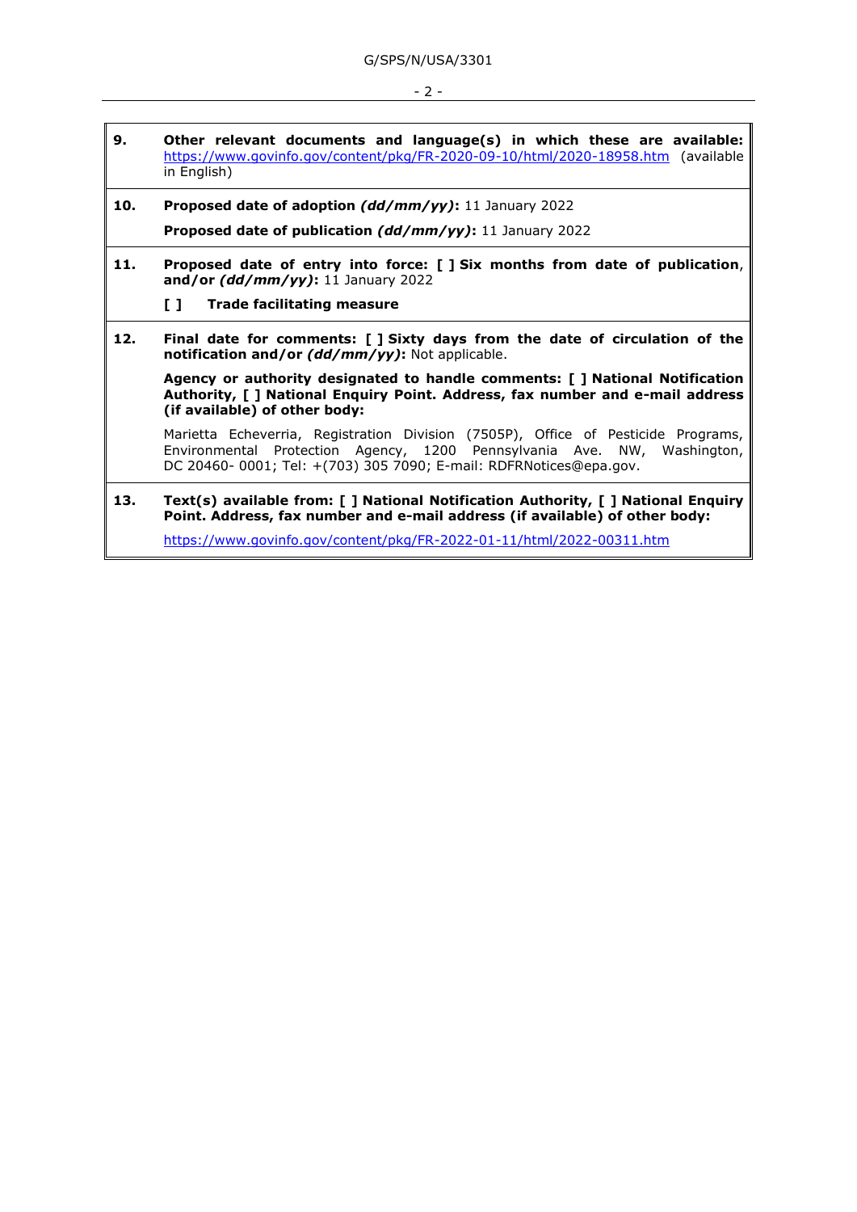**9.** **Other relevant documents and language(s) in which these are available:** https://www.govinfo.gov/content/pkg/FR-2020-09-10/html/2020-18958.htm (available in English)

**10.** **Proposed date of adoption *(dd/mm/yy)*:** 11 January 2022

**Proposed date of publication *(dd/mm/yy)*:** 11 January 2022

**11.** **Proposed date of entry into force: [ ] Six months from date of publication**, **and/or *(dd/mm/yy)*:** 11 January 2022

**[ ] Trade facilitating measure**

**12.** **Final date for comments: [ ] Sixty days from the date of circulation of the notification and/or *(dd/mm/yy)*:** Not applicable.

**Agency or authority designated to handle comments: [ ] National Notification Authority, [ ] National Enquiry Point. Address, fax number and e-mail address (if available) of other body:**

Marietta Echeverria, Registration Division (7505P), Office of Pesticide Programs, Environmental Protection Agency, 1200 Pennsylvania Ave. NW, Washington, DC 20460- 0001; Tel: +(703) 305 7090; E-mail: RDFRNotices@epa.gov.

**13.** **Text(s) available from: [ ] National Notification Authority, [ ] National Enquiry Point. Address, fax number and e-mail address (if available) of other body:**

https://www.govinfo.gov/content/pkg/FR-2022-01-11/html/2022-00311.htm